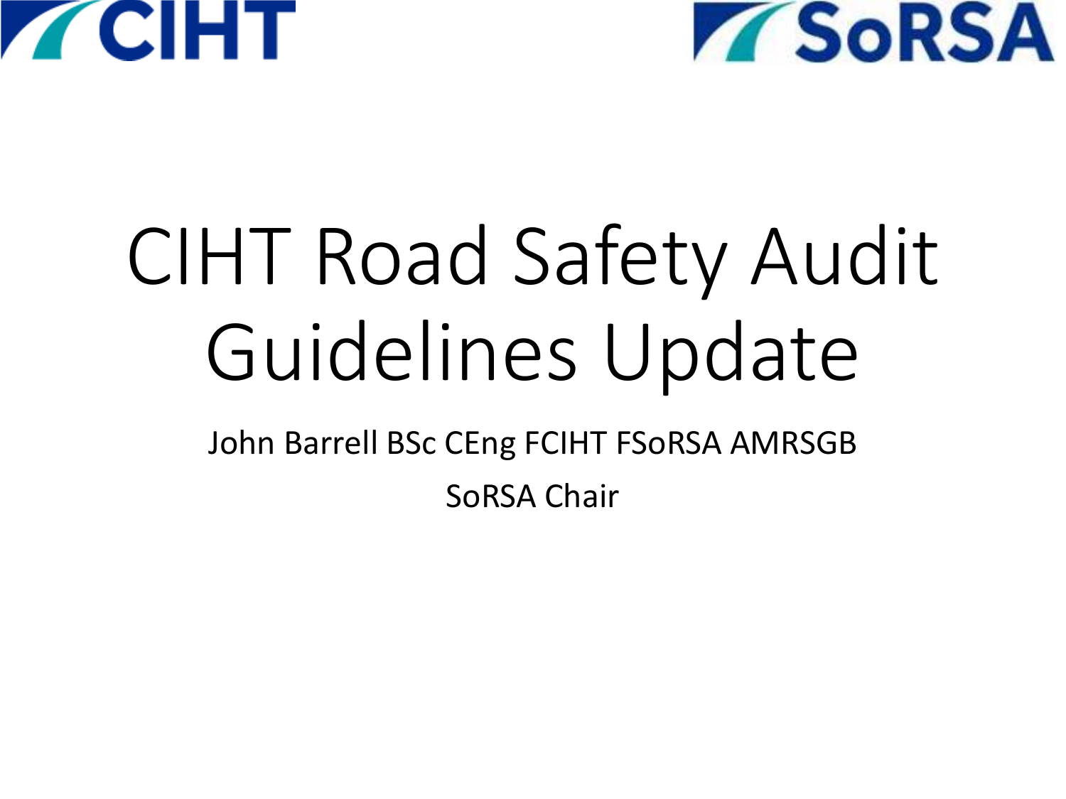CIHT

SoRSA

# CIHT Road Safety Audit Guidelines Update

John Barrell BSc CEng FCIHT FSoRSA AMRSGB

SoRSA Chair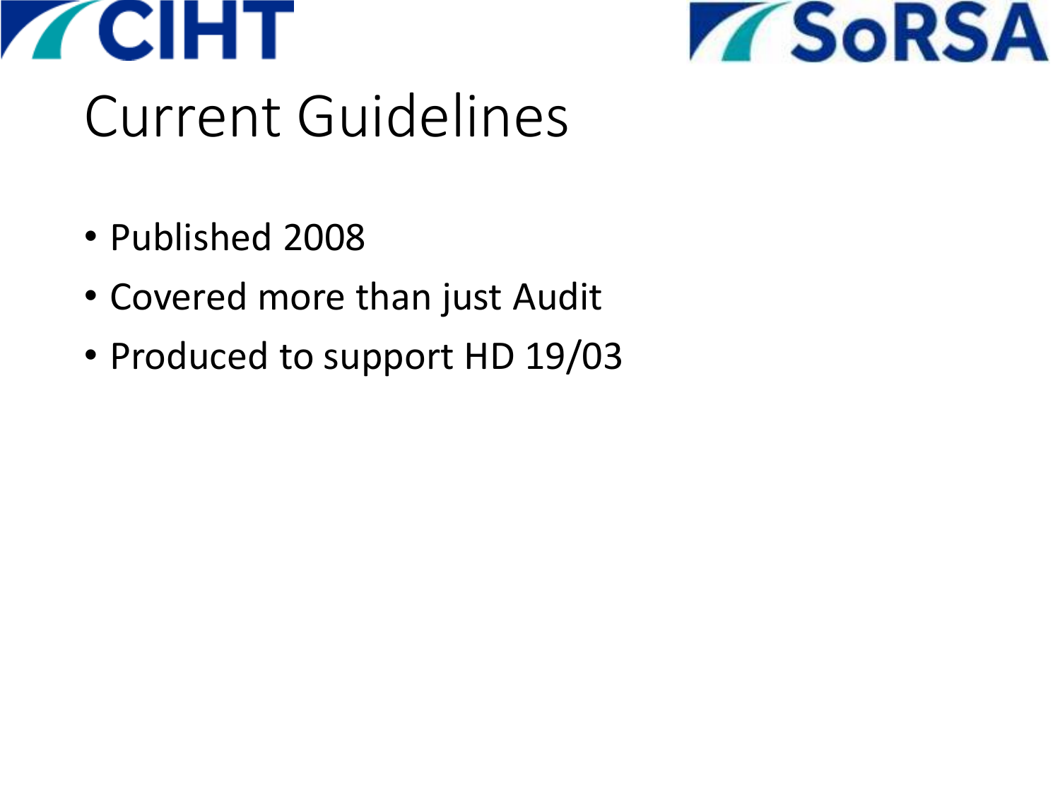# Current Guidelines

- Published 2008
- Covered more than just Audit
- Produced to support HD 19/03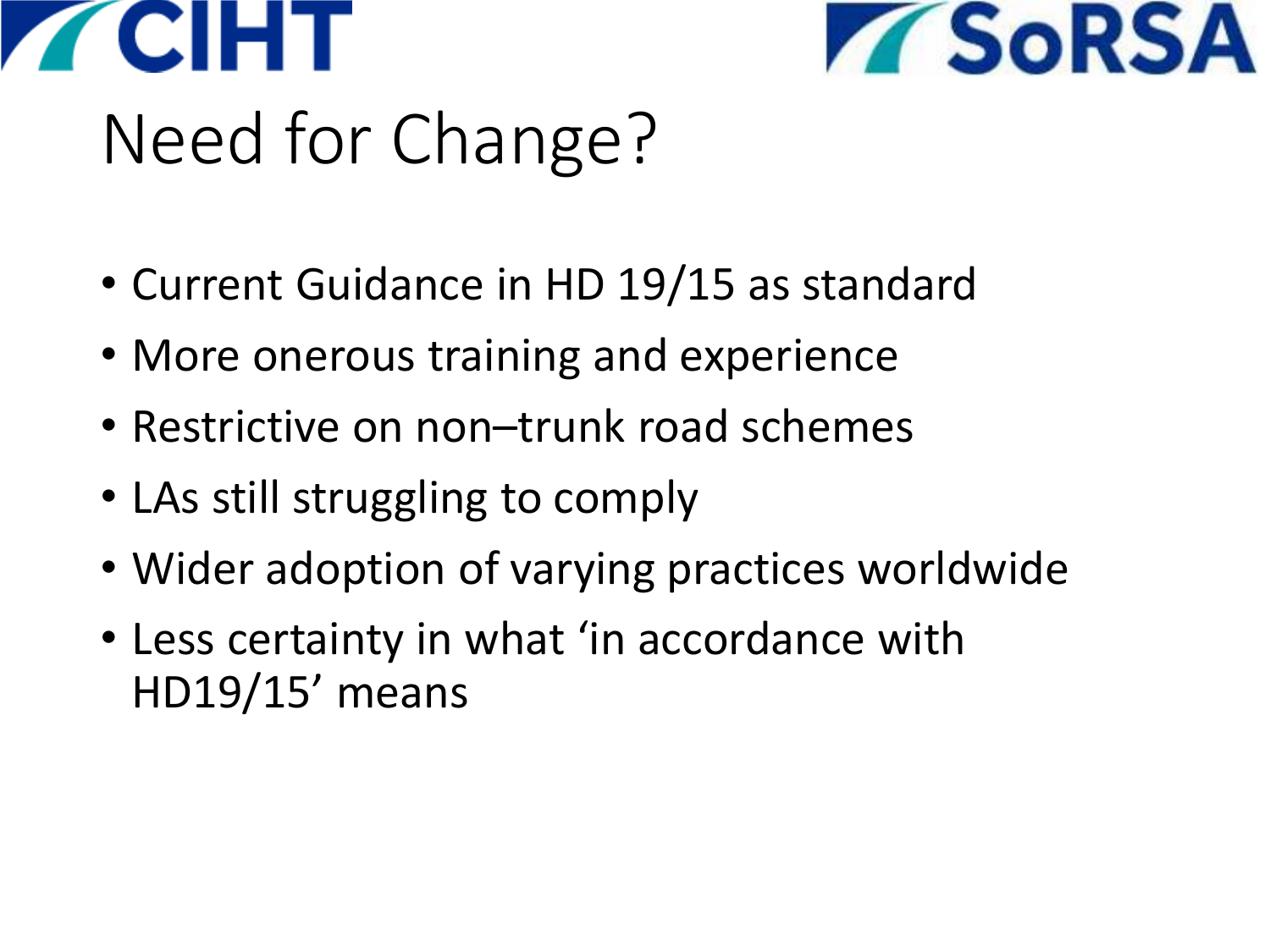# Need for Change?

- Current Guidance in HD 19/15 as standard
- More onerous training and experience
- Restrictive on non–trunk road schemes
- LAs still struggling to comply
- Wider adoption of varying practices worldwide
- Less certainty in what ‘in accordance with HD19/15’ means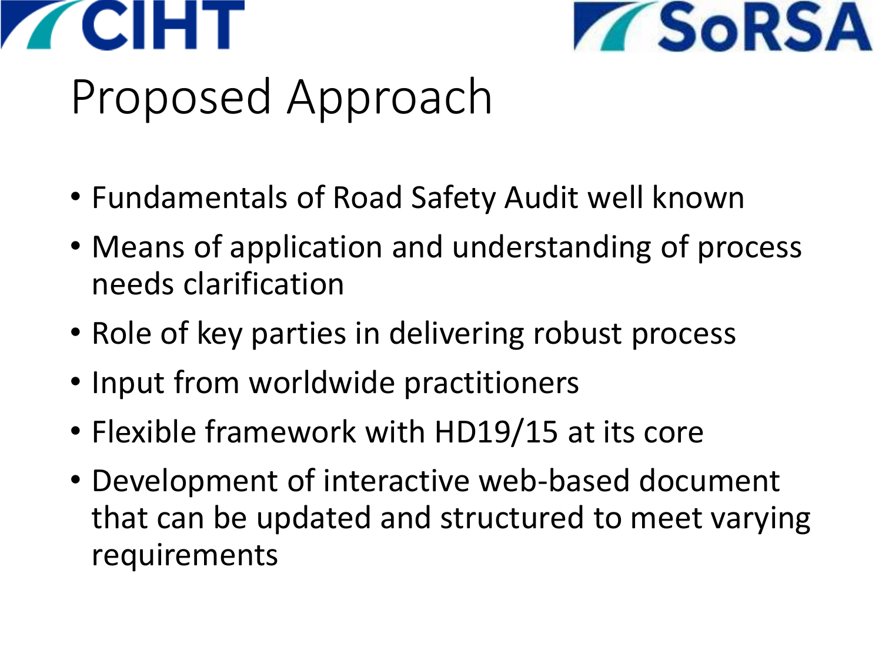# Proposed Approach

- Fundamentals of Road Safety Audit well known
- Means of application and understanding of process needs clarification
- Role of key parties in delivering robust process
- Input from worldwide practitioners
- Flexible framework with HD19/15 at its core
- Development of interactive web-based document that can be updated and structured to meet varying requirements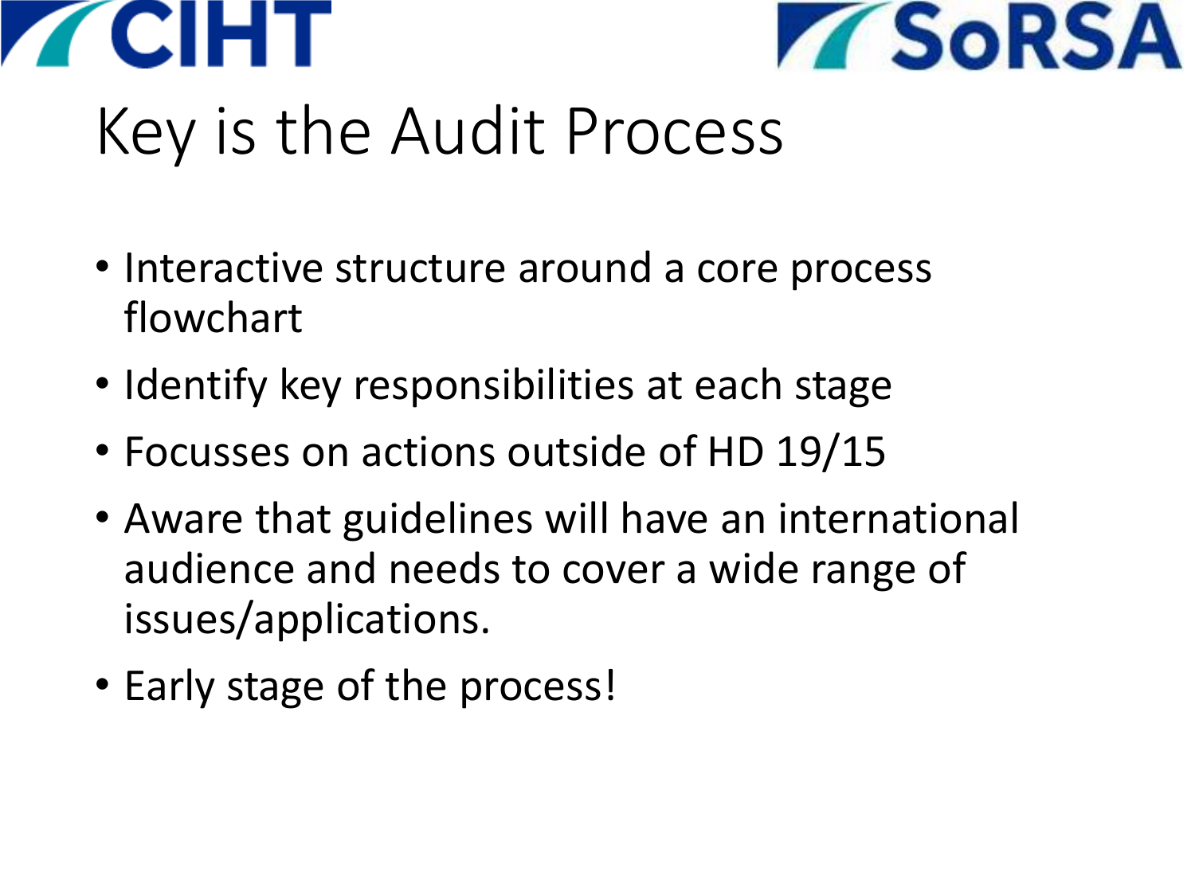# Key is the Audit Process

- Interactive structure around a core process flowchart
- Identify key responsibilities at each stage
- Focusses on actions outside of HD 19/15
- Aware that guidelines will have an international audience and needs to cover a wide range of issues/applications.
- Early stage of the process!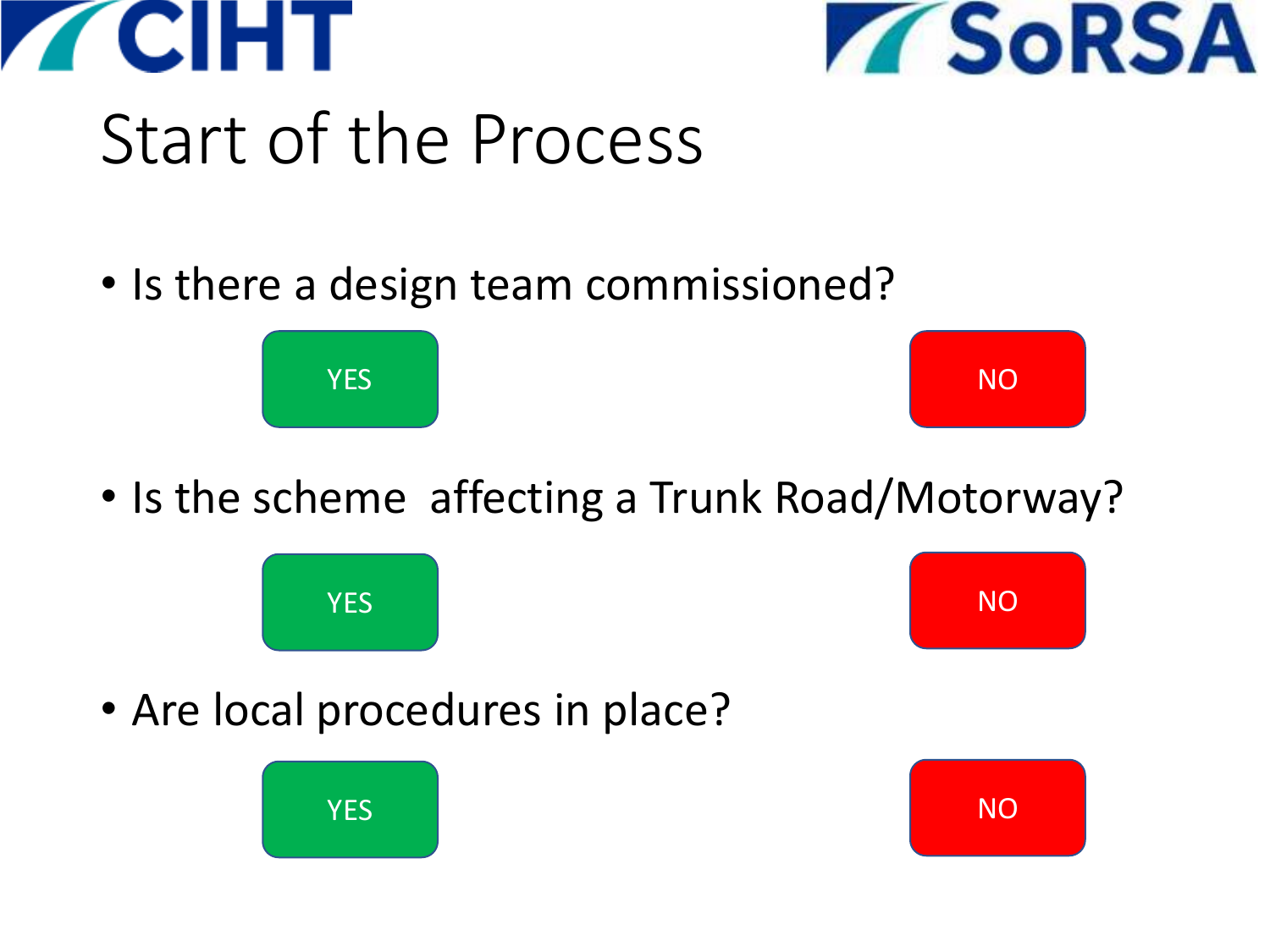CIHT SoRSA

# Start of the Process

- Is there a design team commissioned?

YES NO

- Is the scheme affecting a Trunk Road/Motorway?

YES NO

- Are local procedures in place?

YES NO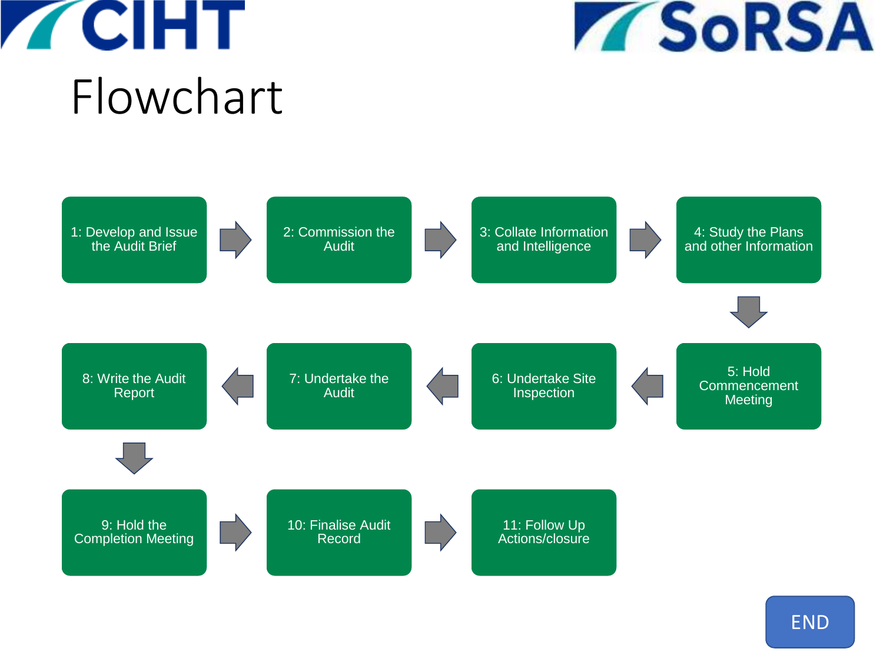# Flowchart

1. Develop and Issue the Audit Brief
2. Commission the Audit
3. Collate Information and Intelligence
4. Study the Plans and other Information
5. Hold Commencement Meeting
6. Undertake Site Inspection
7. Undertake the Audit
8. Write the Audit Report
9. Hold the Completion Meeting
10. Finalise Audit Record
11. Follow Up Actions/closure

END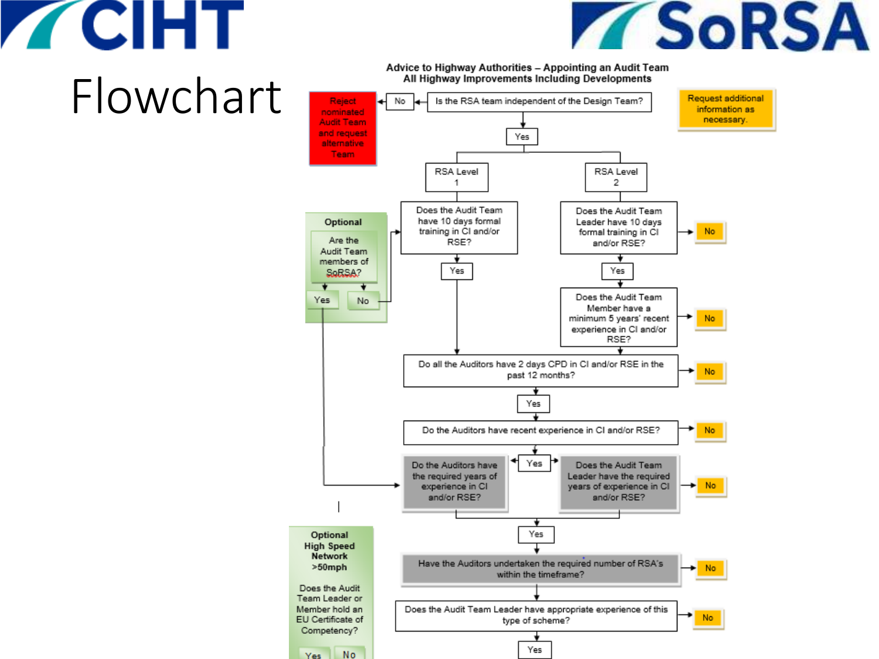# Flowchart

**Advice to Highway Authorities – Appointing an Audit Team**
**All Highway Improvements Including Developments**

Is the RSA team independent of the Design Team?

- No → Reject nominated Audit Team and request alternative Team
- Yes

Request additional information as necessary.

**RSA Level 1**

- Does the Audit Team have 10 days formal training in CI and/or RSE?
  - Yes

**RSA Level 2**

- Does the Audit Team Leader have 10 days formal training in CI and/or RSE?
  - No
  - Yes
- Does the Audit Team Member have a minimum 5 years' recent experience in CI and/or RSE?
  - No

**Optional**

Are the Audit Team members of SoRSA?

- Yes
- No

Do all the Auditors have 2 days CPD in CI and/or RSE in the past 12 months?

- No
- Yes

Do the Auditors have recent experience in CI and/or RSE?

- No
- Yes

Do the Auditors have the required years of experience in CI and/or RSE?

Does the Audit Team Leader have the required years of experience in CI and/or RSE?

- No
- Yes

Have the Auditors undertaken the required number of RSA's within the timeframe?

- No

Does the Audit Team Leader have appropriate experience of this type of scheme?

- No
- Yes

**Optional High Speed Network >50mph**

Does the Audit Team Leader or Member hold an EU Certificate of Competency?

- Yes
- No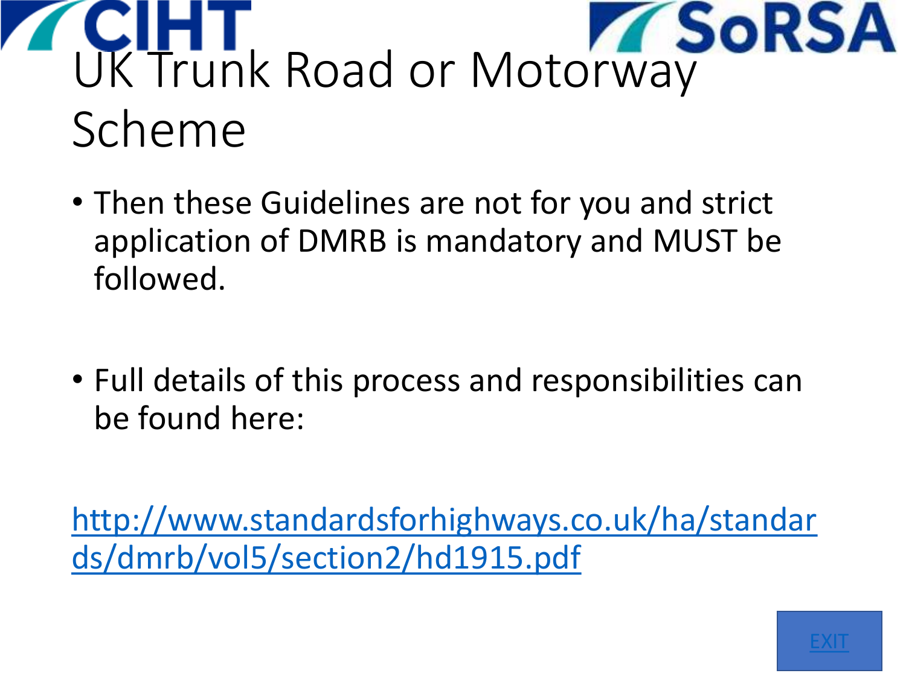# UK Trunk Road or Motorway Scheme

- Then these Guidelines are not for you and strict application of DMRB is mandatory and MUST be followed.

- Full details of this process and responsibilities can be found here:

[http://www.standardsforhighways.co.uk/ha/standards/dmrb/vol5/section2/hd1915.pdf](http://www.standardsforhighways.co.uk/ha/standards/dmrb/vol5/section2/hd1915.pdf)

EXIT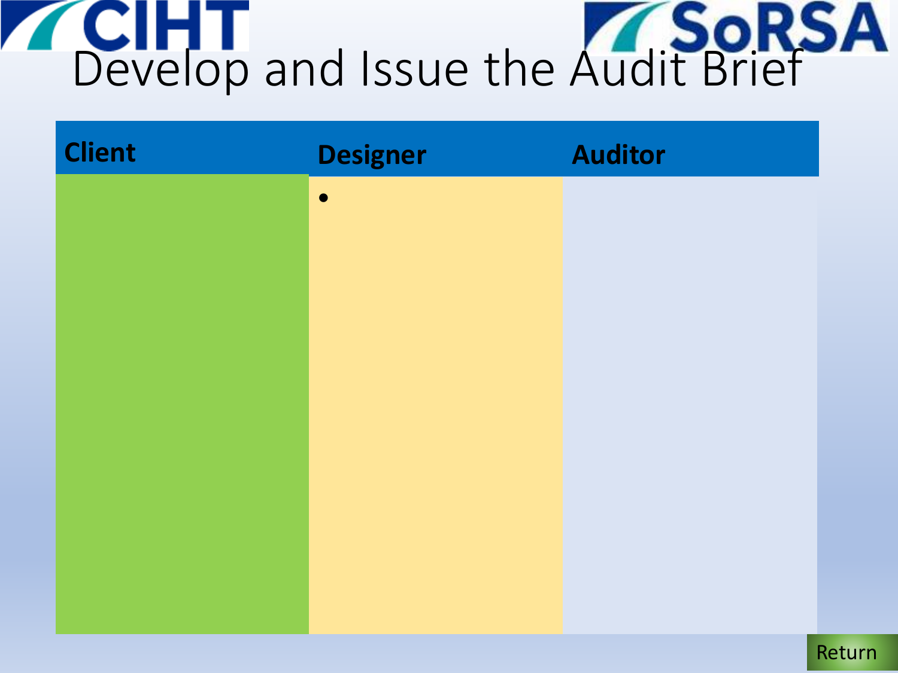# Develop and Issue the Audit Brief

| Client | Designer | Auditor |
| --- | --- | --- |
| | • | |

Return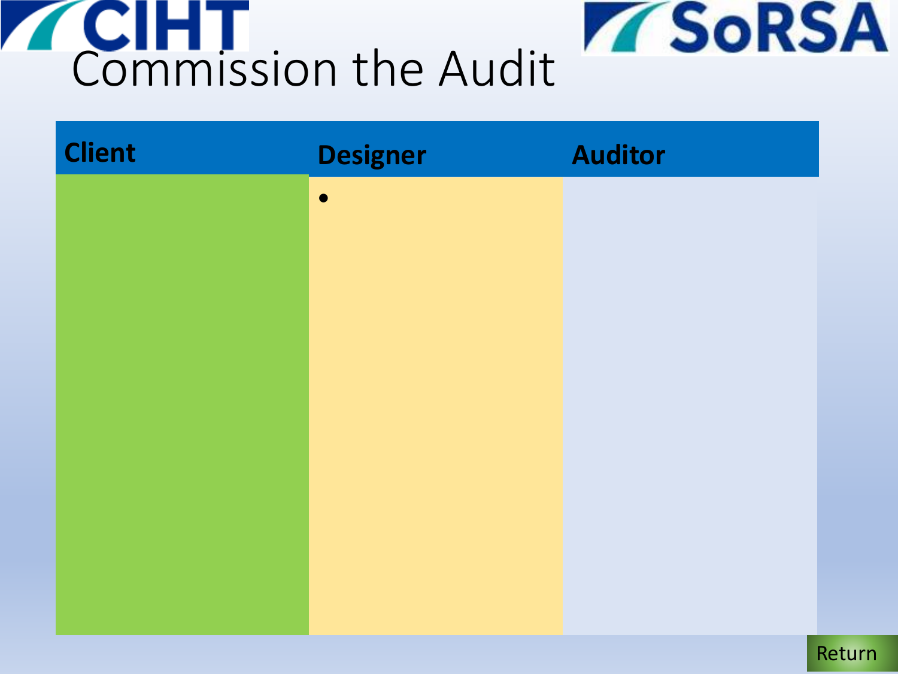# Commission the Audit

| Client | Designer | Auditor |
| --- | --- | --- |
| | • | |

Return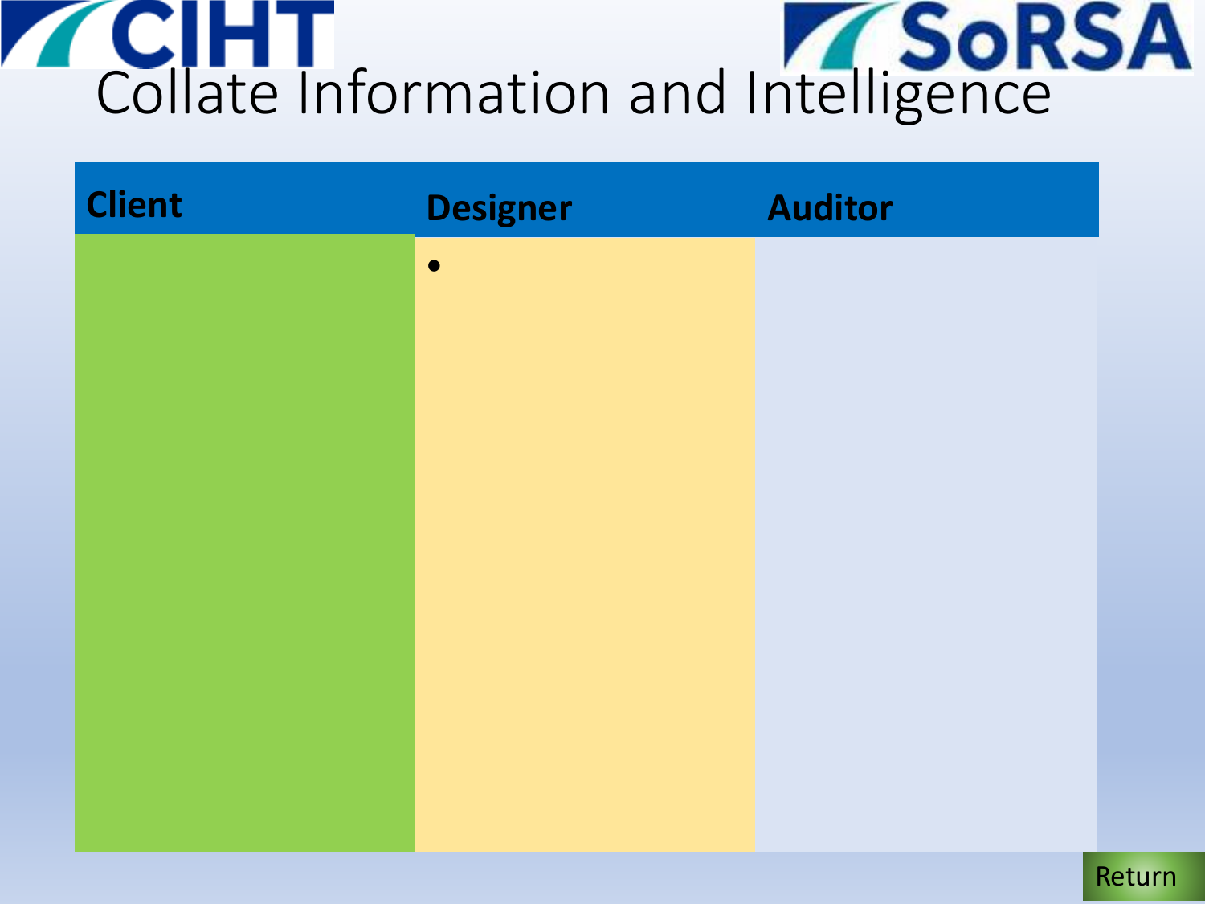# Collate Information and Intelligence

| Client | Designer | Auditor |
| --- | --- | --- |
| | • | |

Return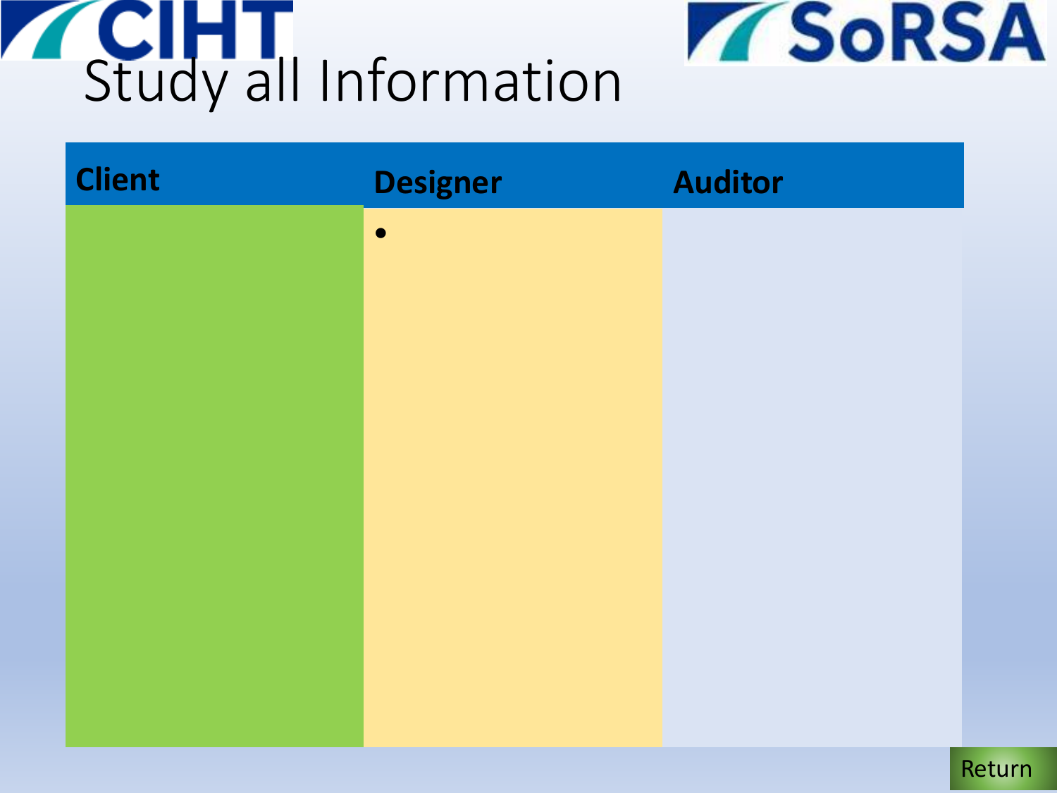# Study all Information

| Client | Designer | Auditor |
| --- | --- | --- |
| | • | |

Return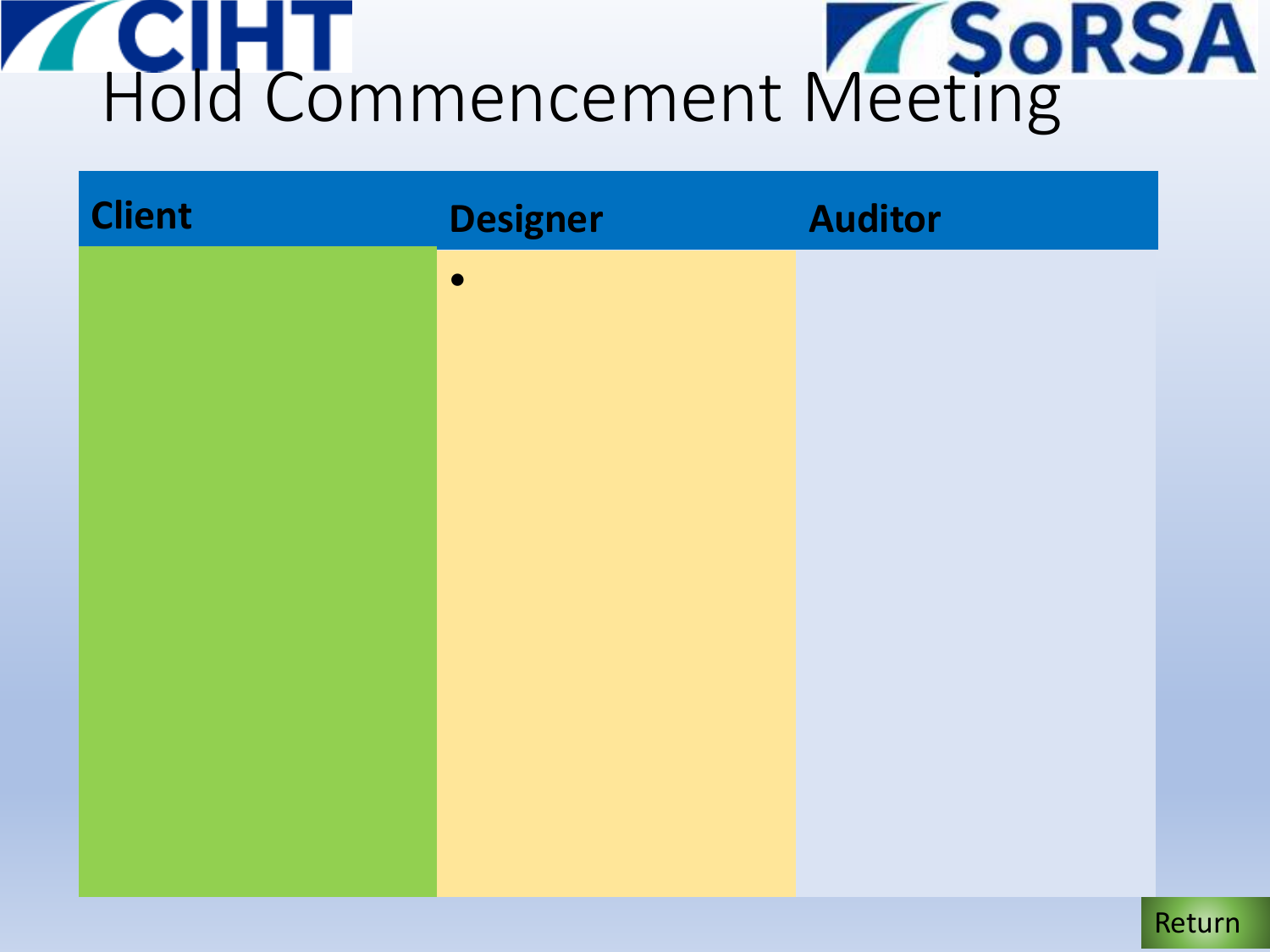# Hold Commencement Meeting

| Client | Designer | Auditor |
| --- | --- | --- |
| | • | |

Return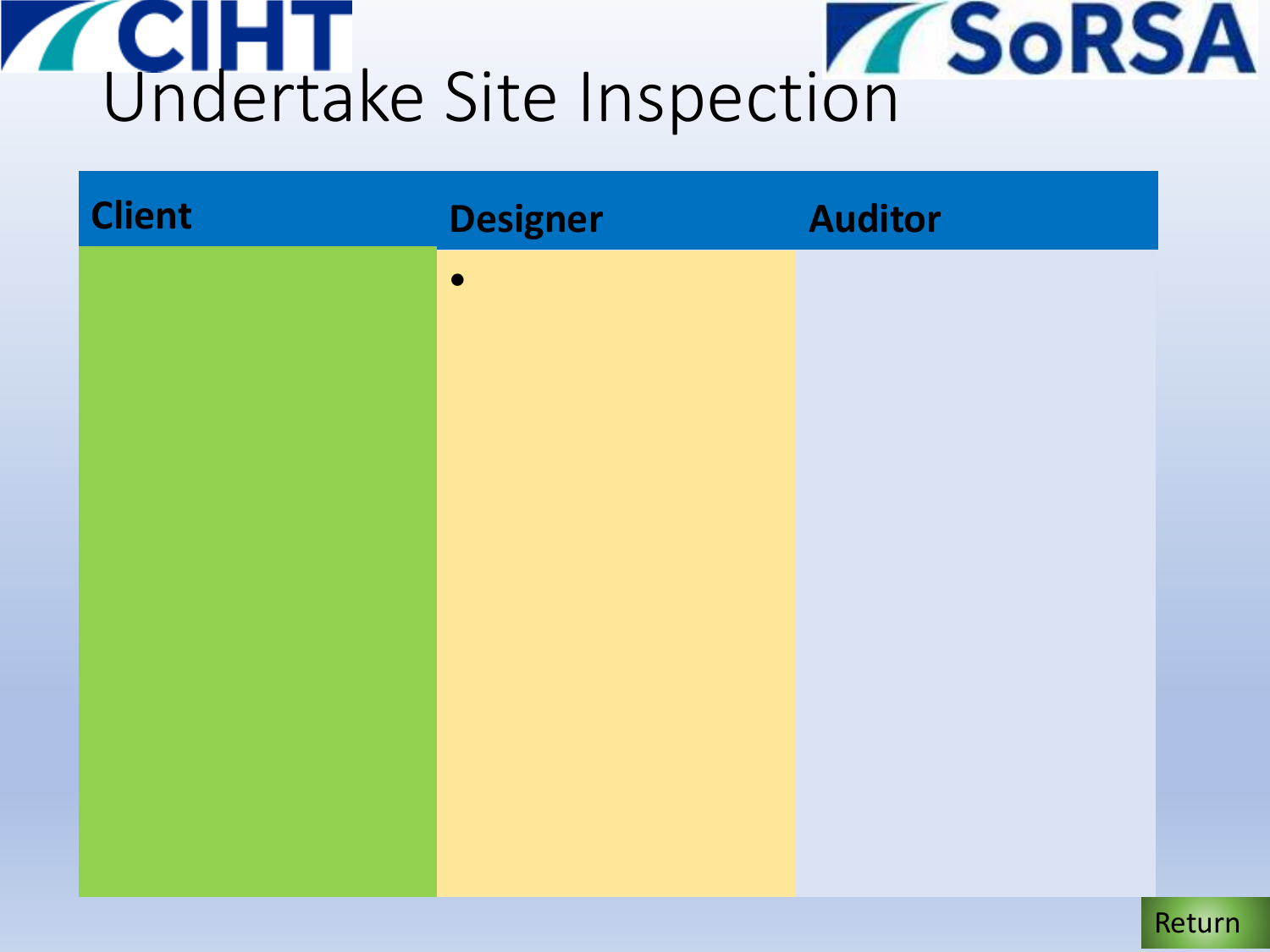# Undertake Site Inspection

| Client | Designer | Auditor |
|---|---|---|
| | • | |

Return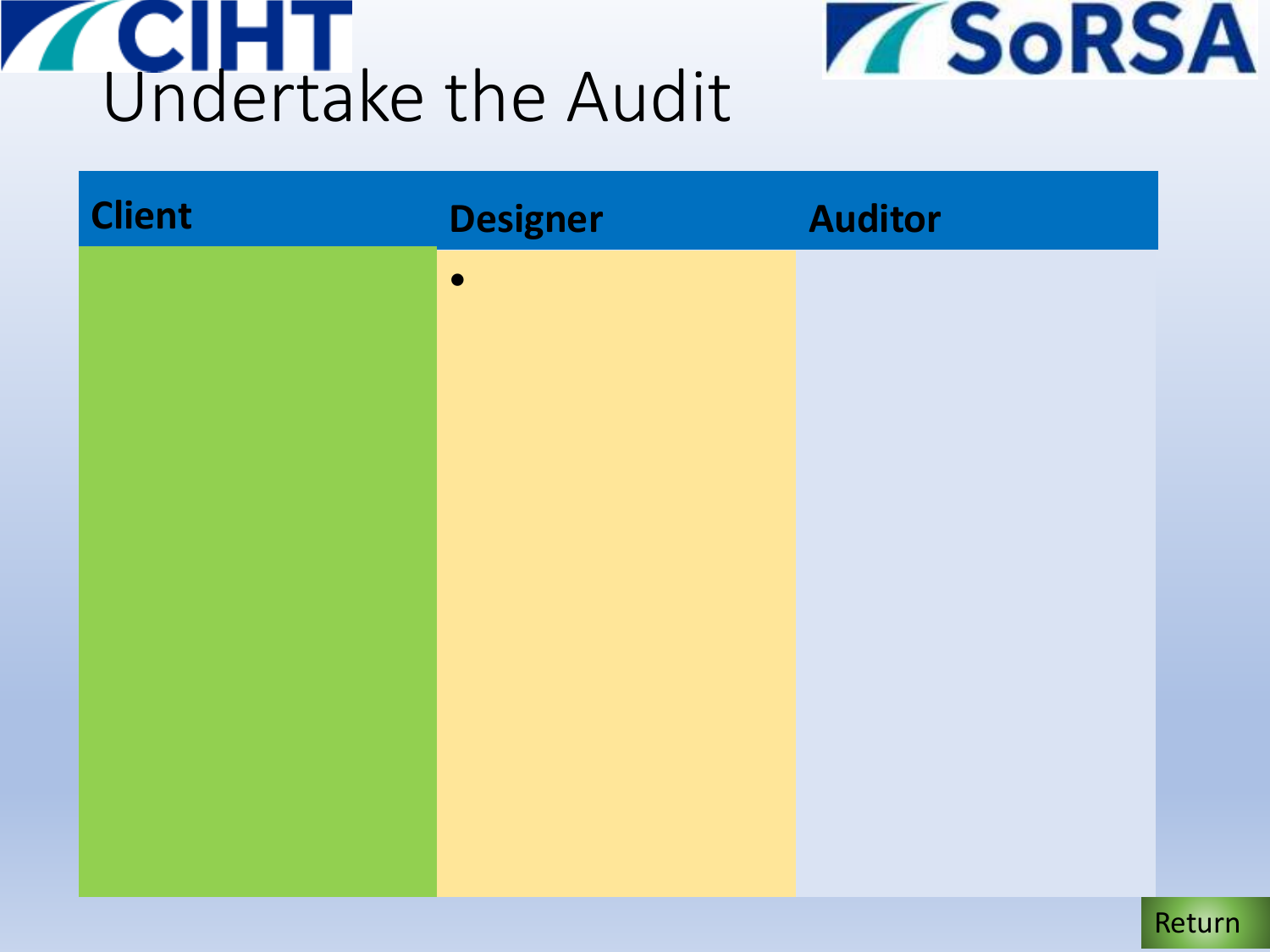# Undertake the Audit

| Client | Designer | Auditor |
| --- | --- | --- |
| | • | |

Return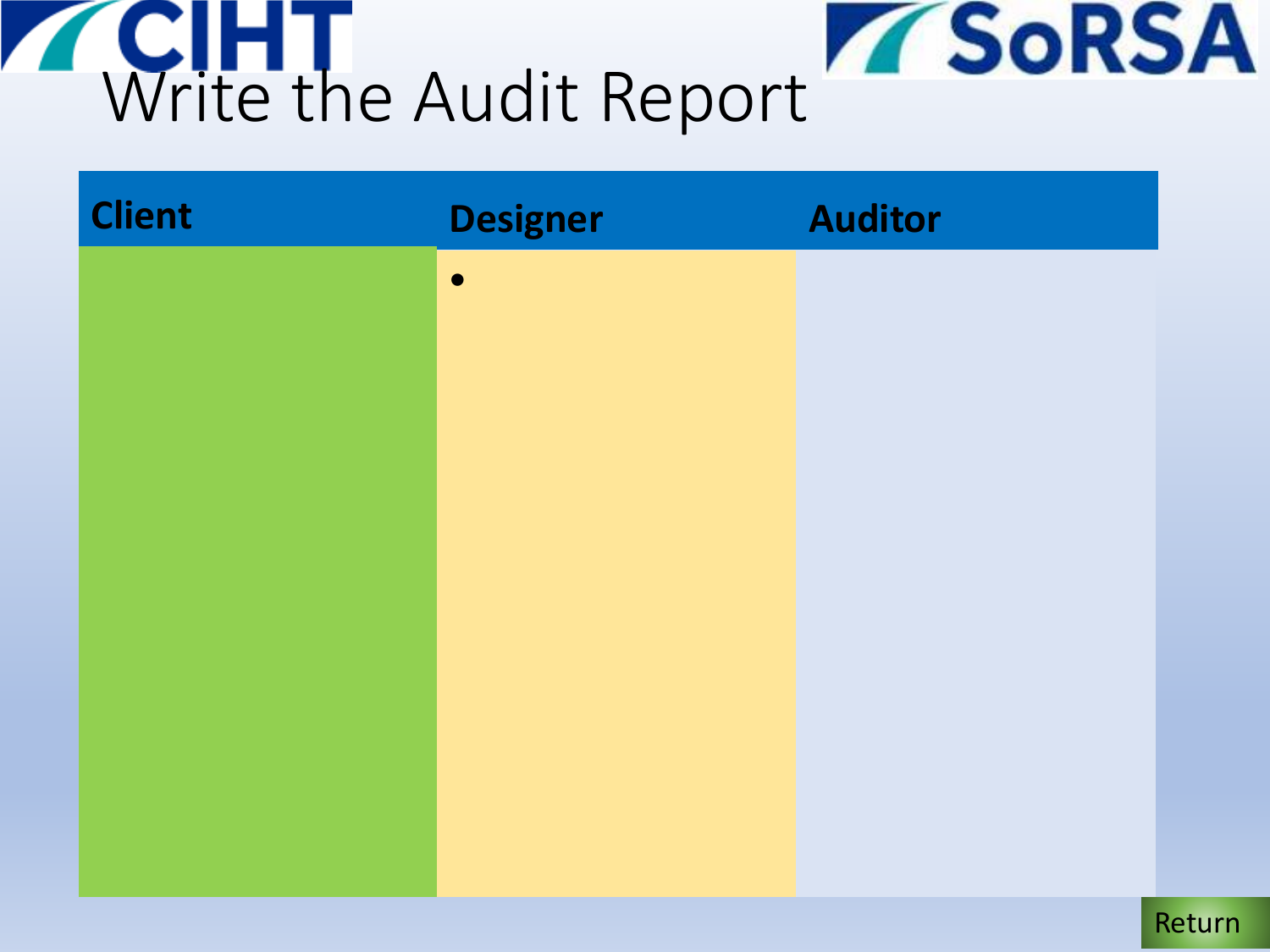# Write the Audit Report

| Client | Designer | Auditor |
|---|---|---|
| | • | |

Return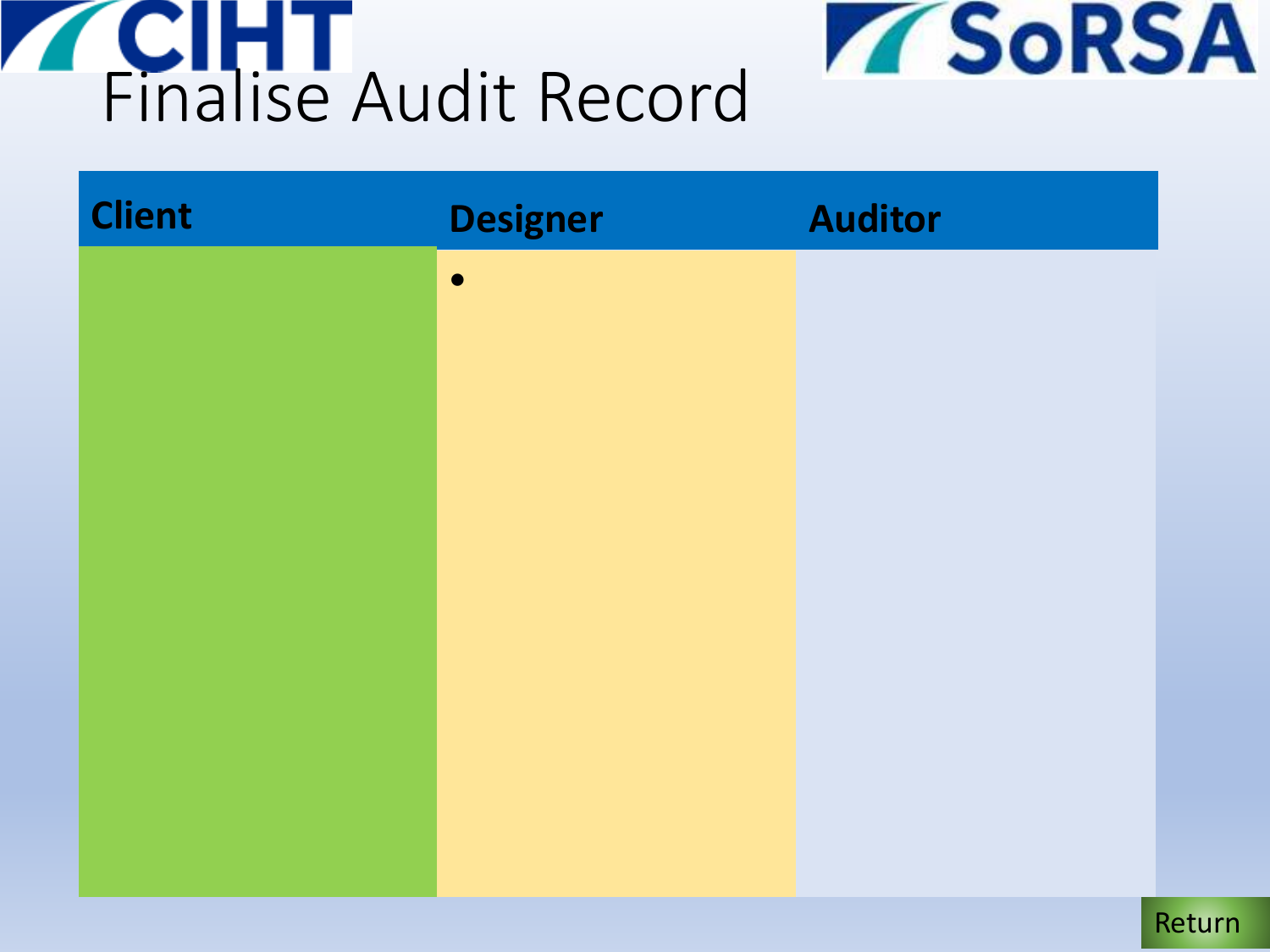# Finalise Audit Record

| Client | Designer | Auditor |
|---|---|---|
| | • | |

Return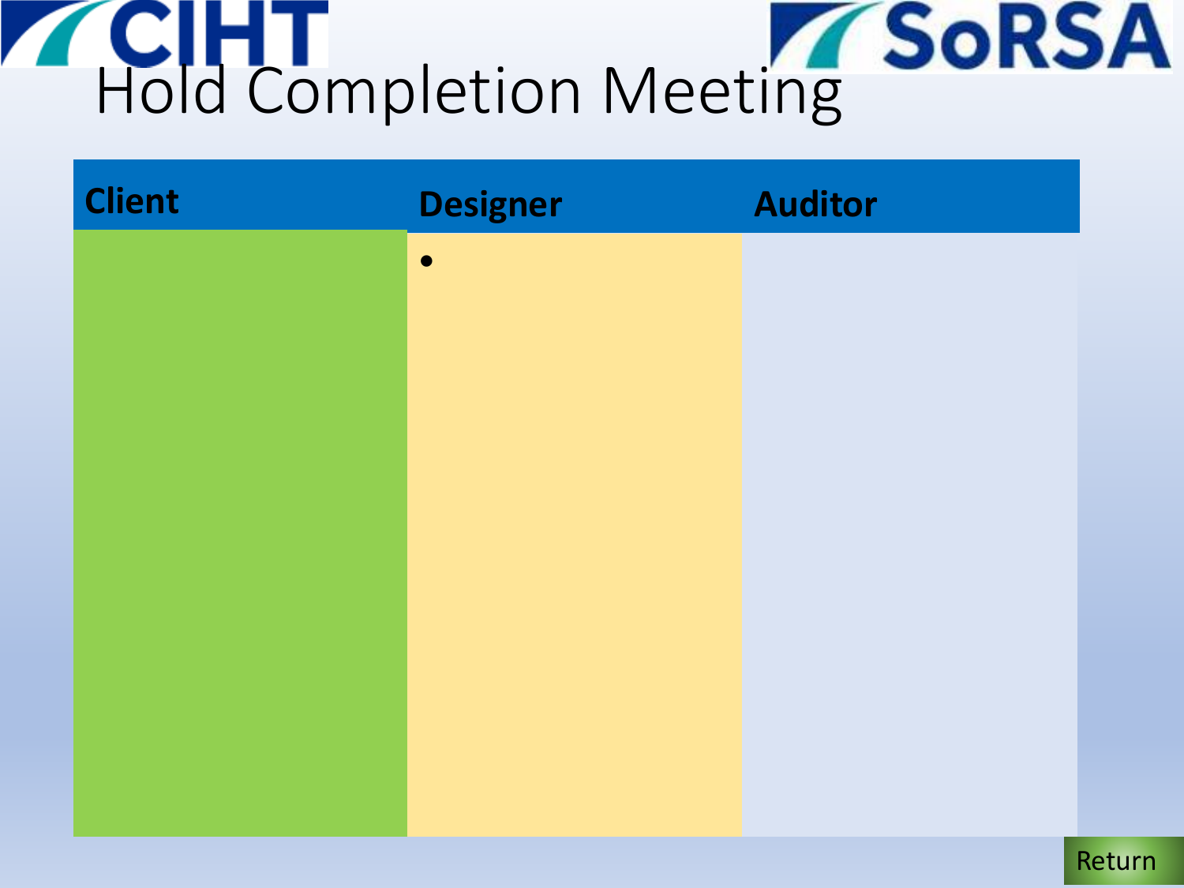# Hold Completion Meeting

| Client | Designer | Auditor |
|---|---|---|
| | • | |

Return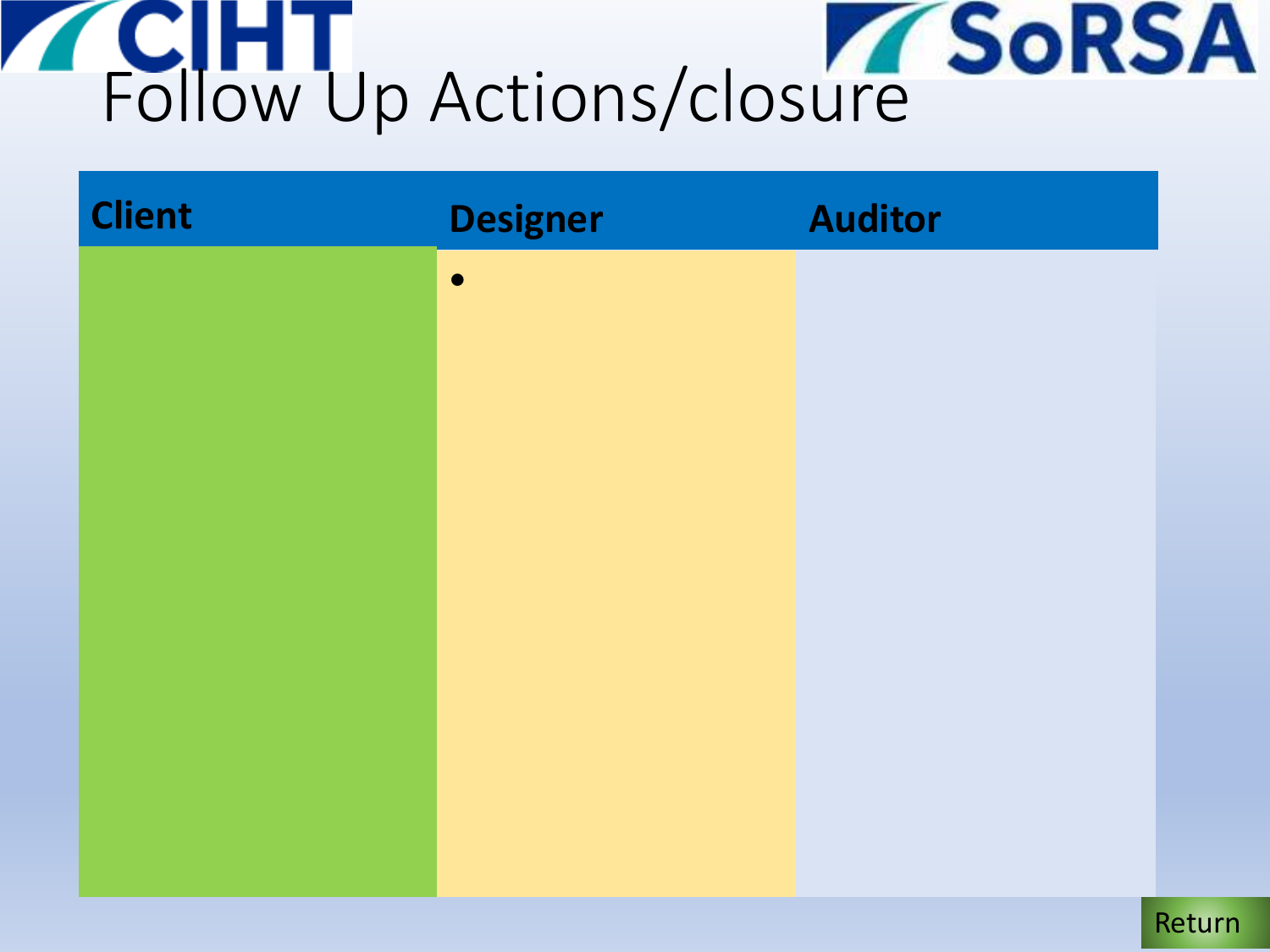# Follow Up Actions/closure

| Client | Designer | Auditor |
| --- | --- | --- |
| | • | |

Return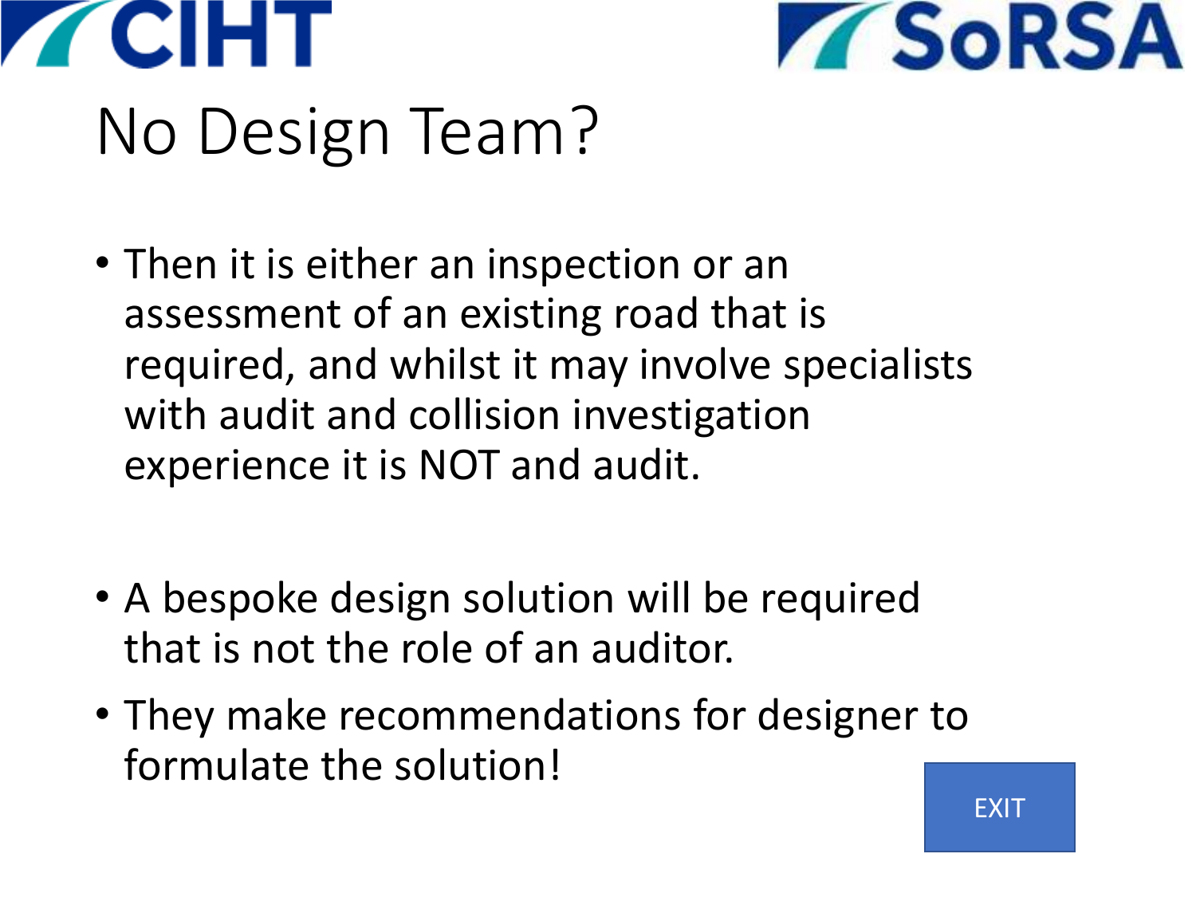# No Design Team?

- Then it is either an inspection or an assessment of an existing road that is required, and whilst it may involve specialists with audit and collision investigation experience it is NOT and audit.

- A bespoke design solution will be required that is not the role of an auditor.
- They make recommendations for designer to formulate the solution!

EXIT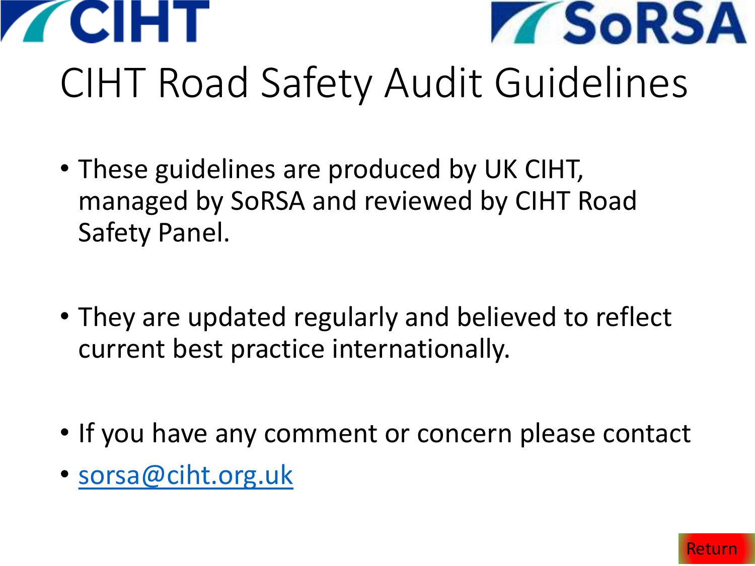CIHT SoRSA

# CIHT Road Safety Audit Guidelines

- These guidelines are produced by UK CIHT, managed by SoRSA and reviewed by CIHT Road Safety Panel.

- They are updated regularly and believed to reflect current best practice internationally.

- If you have any comment or concern please contact
- sorsa@ciht.org.uk

Return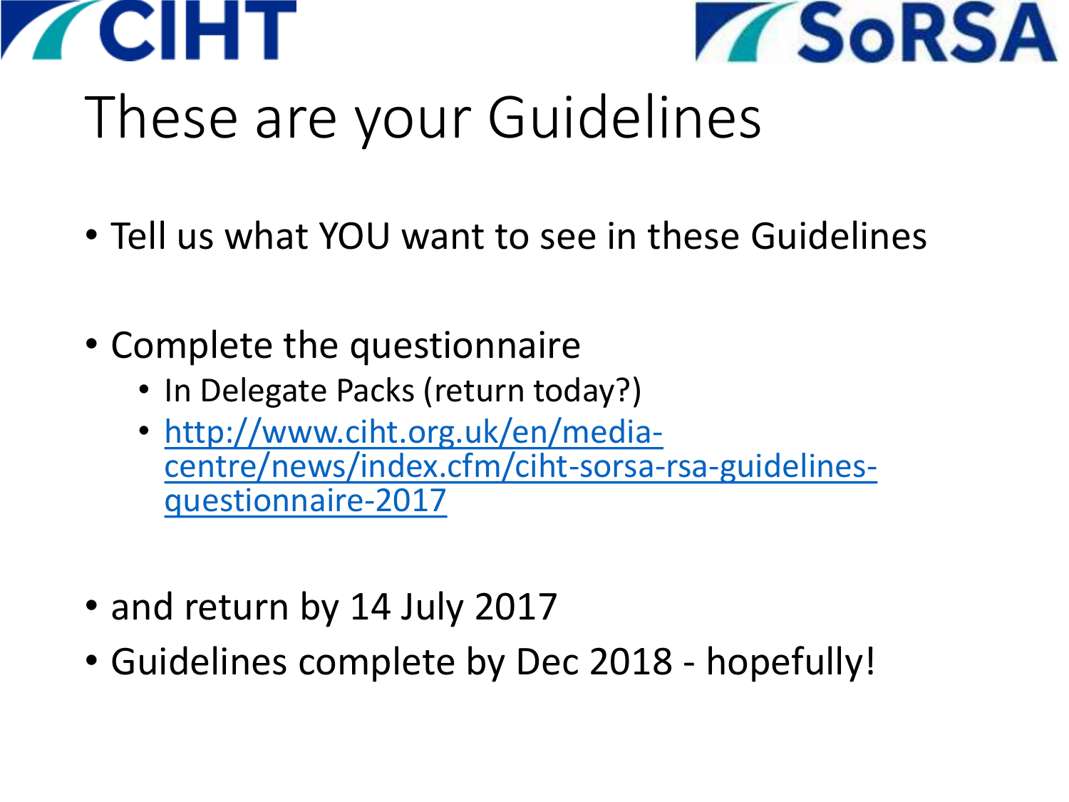# These are your Guidelines

- Tell us what YOU want to see in these Guidelines
- Complete the questionnaire
  - In Delegate Packs (return today?)
  - http://www.ciht.org.uk/en/media-centre/news/index.cfm/ciht-sorsa-rsa-guidelines-questionnaire-2017
- and return by 14 July 2017
- Guidelines complete by Dec 2018 - hopefully!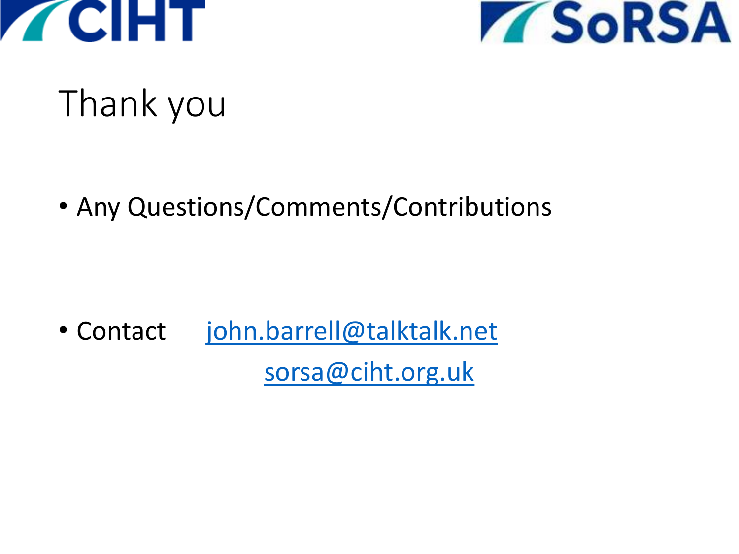CIHT SoRSA

# Thank you

- Any Questions/Comments/Contributions

- Contact john.barrell@talktalk.net
  sorsa@ciht.org.uk